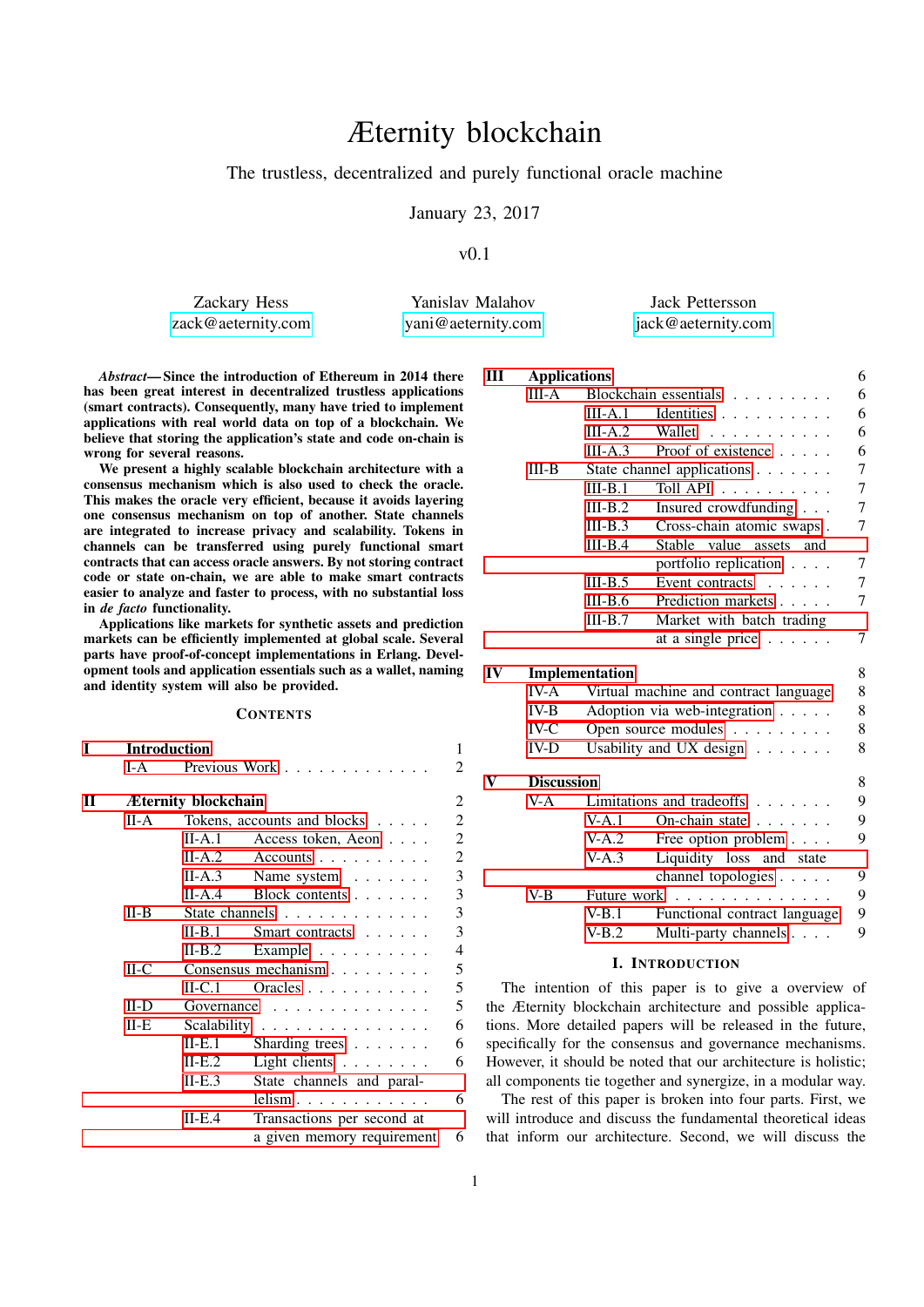# Æternity blockchain

The trustless, decentralized and purely functional oracle machine

January 23, 2017

v0.1

Zackary Hess
zack@aeternity.com

Yanislav Malahov
yani@aeternity.com

Jack Pettersson
jack@aeternity.com

***Abstract*—Since the introduction of Ethereum in 2014 there has been great interest in decentralized trustless applications (smart contracts). Consequently, many have tried to implement applications with real world data on top of a blockchain. We believe that storing the application's state and code on-chain is wrong for several reasons.**

**We present a highly scalable blockchain architecture with a consensus mechanism which is also used to check the oracle. This makes the oracle very efficient, because it avoids layering one consensus mechanism on top of another. State channels are integrated to increase privacy and scalability. Tokens in channels can be transferred using purely functional smart contracts that can access oracle answers. By not storing contract code or state on-chain, we are able to make smart contracts easier to analyze and faster to process, with no substantial loss in *de facto* functionality.**

**Applications like markets for synthetic assets and prediction markets can be efficiently implemented at global scale. Several parts have proof-of-concept implementations in Erlang. Development tools and application essentials such as a wallet, naming and identity system will also be provided.**

## Contents

- **I Introduction** — 1
  - I-A Previous Work — 2
- **II Æternity blockchain** — 2
  - II-A Tokens, accounts and blocks — 2
    - II-A.1 Access token, Aeon — 2
    - II-A.2 Accounts — 2
    - II-A.3 Name system — 3
    - II-A.4 Block contents — 3
  - II-B State channels — 3
    - II-B.1 Smart contracts — 3
    - II-B.2 Example — 4
  - II-C Consensus mechanism — 5
    - II-C.1 Oracles — 5
  - II-D Governance — 5
  - II-E Scalability — 6
    - II-E.1 Sharding trees — 6
    - II-E.2 Light clients — 6
    - II-E.3 State channels and parallelism — 6
    - II-E.4 Transactions per second at a given memory requirement — 6
- **III Applications** — 6
  - III-A Blockchain essentials — 6
    - III-A.1 Identities — 6
    - III-A.2 Wallet — 6
    - III-A.3 Proof of existence — 6
  - III-B State channel applications — 7
    - III-B.1 Toll API — 7
    - III-B.2 Insured crowdfunding — 7
    - III-B.3 Cross-chain atomic swaps — 7
    - III-B.4 Stable value assets and portfolio replication — 7
    - III-B.5 Event contracts — 7
    - III-B.6 Prediction markets — 7
    - III-B.7 Market with batch trading at a single price — 7
- **IV Implementation** — 8
  - IV-A Virtual machine and contract language — 8
  - IV-B Adoption via web-integration — 8
  - IV-C Open source modules — 8
  - IV-D Usability and UX design — 8
- **V Discussion** — 8
  - V-A Limitations and tradeoffs — 9
    - V-A.1 On-chain state — 9
    - V-A.2 Free option problem — 9
    - V-A.3 Liquidity loss and state channel topologies — 9
  - V-B Future work — 9
    - V-B.1 Functional contract language — 9
    - V-B.2 Multi-party channels — 9

## I. Introduction

The intention of this paper is to give a overview of the Æternity blockchain architecture and possible applications. More detailed papers will be released in the future, specifically for the consensus and governance mechanisms. However, it should be noted that our architecture is holistic; all components tie together and synergize, in a modular way.

The rest of this paper is broken into four parts. First, we will introduce and discuss the fundamental theoretical ideas that inform our architecture. Second, we will discuss the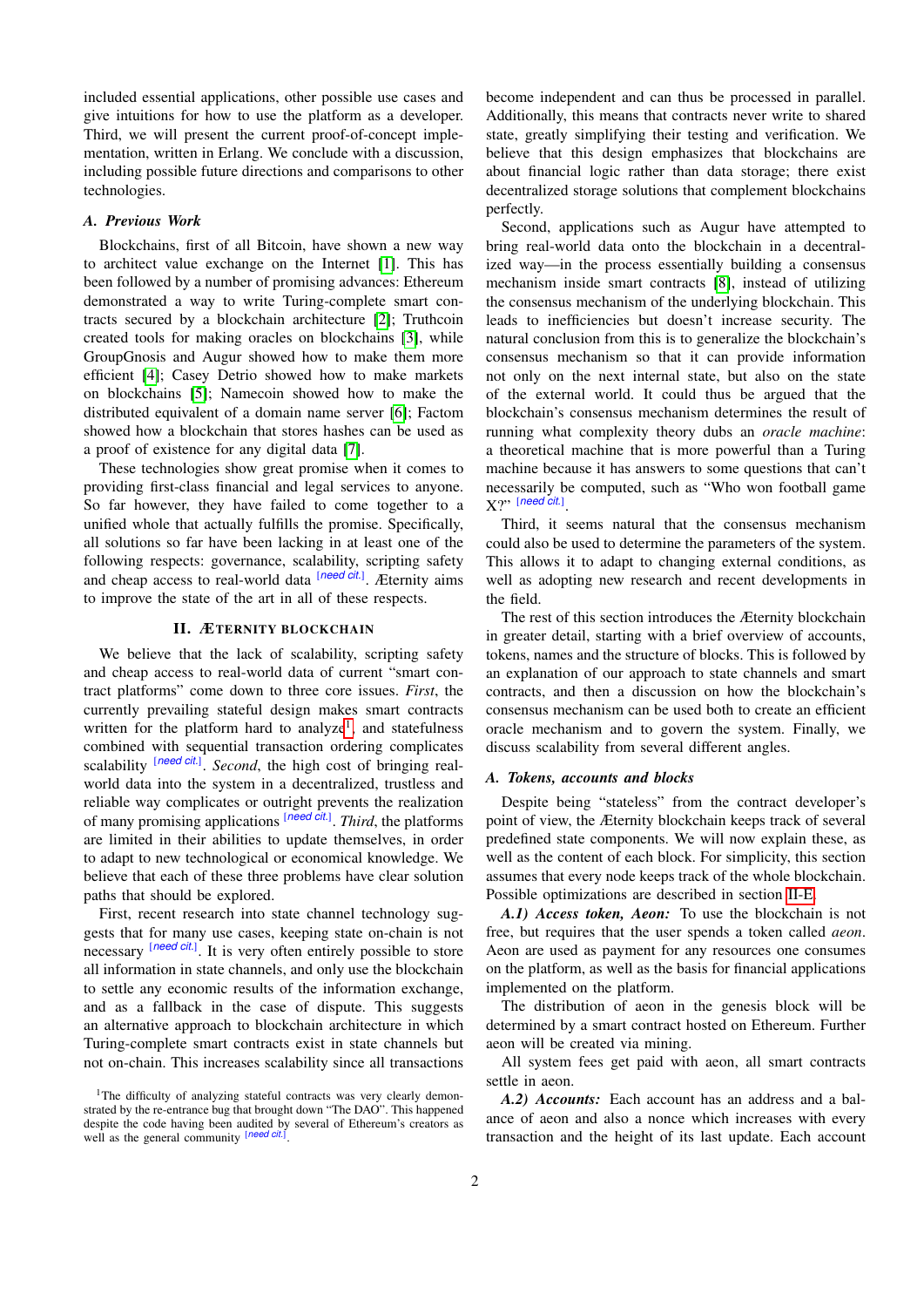included essential applications, other possible use cases and give intuitions for how to use the platform as a developer. Third, we will present the current proof-of-concept implementation, written in Erlang. We conclude with a discussion, including possible future directions and comparisons to other technologies.

### A. Previous Work

Blockchains, first of all Bitcoin, have shown a new way to architect value exchange on the Internet [1]. This has been followed by a number of promising advances: Ethereum demonstrated a way to write Turing-complete smart contracts secured by a blockchain architecture [2]; Truthcoin created tools for making oracles on blockchains [3], while GroupGnosis and Augur showed how to make them more efficient [4]; Casey Detrio showed how to make markets on blockchains [5]; Namecoin showed how to make the distributed equivalent of a domain name server [6]; Factom showed how a blockchain that stores hashes can be used as a proof of existence for any digital data [7].

These technologies show great promise when it comes to providing first-class financial and legal services to anyone. So far however, they have failed to come together to a unified whole that actually fulfills the promise. Specifically, all solutions so far have been lacking in at least one of the following respects: governance, scalability, scripting safety and cheap access to real-world data [need cit.]. Æternity aims to improve the state of the art in all of these respects.

## II. Æternity Blockchain

We believe that the lack of scalability, scripting safety and cheap access to real-world data of current "smart contract platforms" come down to three core issues. *First*, the currently prevailing stateful design makes smart contracts written for the platform hard to analyze[1], and statefulness combined with sequential transaction ordering complicates scalability [need cit.]. *Second*, the high cost of bringing real-world data into the system in a decentralized, trustless and reliable way complicates or outright prevents the realization of many promising applications [need cit.]. *Third*, the platforms are limited in their abilities to update themselves, in order to adapt to new technological or economical knowledge. We believe that each of these three problems have clear solution paths that should be explored.

First, recent research into state channel technology suggests that for many use cases, keeping state on-chain is not necessary [need cit.]. It is very often entirely possible to store all information in state channels, and only use the blockchain to settle any economic results of the information exchange, and as a fallback in the case of dispute. This suggests an alternative approach to blockchain architecture in which Turing-complete smart contracts exist in state channels but not on-chain. This increases scalability since all transactions become independent and can thus be processed in parallel. Additionally, this means that contracts never write to shared state, greatly simplifying their testing and verification. We believe that this design emphasizes that blockchains are about financial logic rather than data storage; there exist decentralized storage solutions that complement blockchains perfectly.

Second, applications such as Augur have attempted to bring real-world data onto the blockchain in a decentralized way—in the process essentially building a consensus mechanism inside smart contracts [8], instead of utilizing the consensus mechanism of the underlying blockchain. This leads to inefficiencies but doesn't increase security. The natural conclusion from this is to generalize the blockchain's consensus mechanism so that it can provide information not only on the next internal state, but also on the state of the external world. It could thus be argued that the blockchain's consensus mechanism determines the result of running what complexity theory dubs an *oracle machine*: a theoretical machine that is more powerful than a Turing machine because it has answers to some questions that can't necessarily be computed, such as "Who won football game X?" [need cit.].

Third, it seems natural that the consensus mechanism could also be used to determine the parameters of the system. This allows it to adapt to changing external conditions, as well as adopting new research and recent developments in the field.

The rest of this section introduces the Æternity blockchain in greater detail, starting with a brief overview of accounts, tokens, names and the structure of blocks. This is followed by an explanation of our approach to state channels and smart contracts, and then a discussion on how the blockchain's consensus mechanism can be used both to create an efficient oracle mechanism and to govern the system. Finally, we discuss scalability from several different angles.

### A. Tokens, accounts and blocks

Despite being "stateless" from the contract developer's point of view, the Æternity blockchain keeps track of several predefined state components. We will now explain these, as well as the content of each block. For simplicity, this section assumes that every node keeps track of the whole blockchain. Possible optimizations are described in section II-E.

***A.1) Access token, Aeon:*** To use the blockchain is not free, but requires that the user spends a token called *aeon*. Aeon are used as payment for any resources one consumes on the platform, as well as the basis for financial applications implemented on the platform.

The distribution of aeon in the genesis block will be determined by a smart contract hosted on Ethereum. Further aeon will be created via mining.

All system fees get paid with aeon, all smart contracts settle in aeon.

***A.2) Accounts:*** Each account has an address and a balance of aeon and also a nonce which increases with every transaction and the height of its last update. Each account

[1] The difficulty of analyzing stateful contracts was very clearly demonstrated by the re-entrance bug that brought down "The DAO". This happened despite the code having been audited by several of Ethereum's creators as well as the general community [need cit.].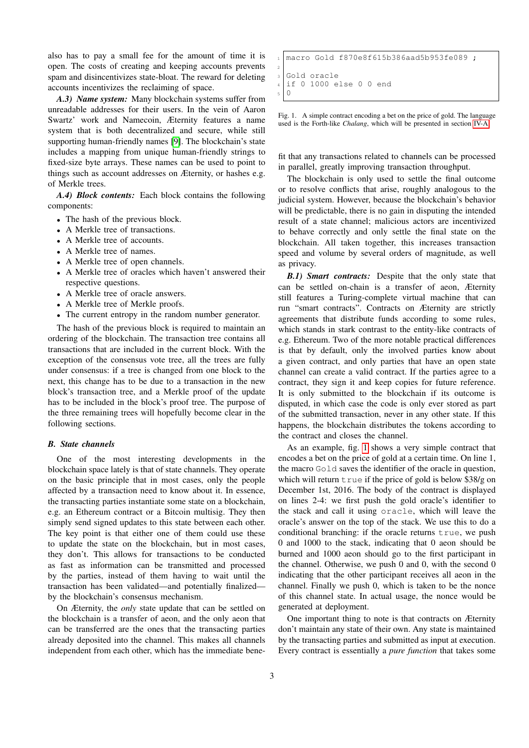also has to pay a small fee for the amount of time it is open. The costs of creating and keeping accounts prevents spam and disincentivizes state-bloat. The reward for deleting accounts incentivizes the reclaiming of space.

***A.3) Name system:*** Many blockchain systems suffer from unreadable addresses for their users. In the vein of Aaron Swartz' work and Namecoin, Æternity features a name system that is both decentralized and secure, while still supporting human-friendly names [9]. The blockchain's state includes a mapping from unique human-friendly strings to fixed-size byte arrays. These names can be used to point to things such as account addresses on Æternity, or hashes e.g. of Merkle trees.

***A.4) Block contents:*** Each block contains the following components:

- The hash of the previous block.
- A Merkle tree of transactions.
- A Merkle tree of accounts.
- A Merkle tree of names.
- A Merkle tree of open channels.
- A Merkle tree of oracles which haven't answered their respective questions.
- A Merkle tree of oracle answers.
- A Merkle tree of Merkle proofs.
- The current entropy in the random number generator.

The hash of the previous block is required to maintain an ordering of the blockchain. The transaction tree contains all transactions that are included in the current block. With the exception of the consensus vote tree, all the trees are fully under consensus: if a tree is changed from one block to the next, this change has to be due to a transaction in the new block's transaction tree, and a Merkle proof of the update has to be included in the block's proof tree. The purpose of the three remaining trees will hopefully become clear in the following sections.

### *B. State channels*

One of the most interesting developments in the blockchain space lately is that of state channels. They operate on the basic principle that in most cases, only the people affected by a transaction need to know about it. In essence, the transacting parties instantiate some state on a blockchain, e.g. an Ethereum contract or a Bitcoin multisig. They then simply send signed updates to this state between each other. The key point is that either one of them could use these to update the state on the blockchain, but in most cases, they don't. This allows for transactions to be conducted as fast as information can be transmitted and processed by the parties, instead of them having to wait until the transaction has been validated—and potentially finalized—by the blockchain's consensus mechanism.

On Æternity, the *only* state update that can be settled on the blockchain is a transfer of aeon, and the only aeon that can be transferred are the ones that the transacting parties already deposited into the channel. This makes all channels independent from each other, which has the immediate benefit that any transactions related to channels can be processed in parallel, greatly improving transaction throughput.

```
1 macro Gold f870e8f615b386aad5b953fe089 ;
2 
3 Gold oracle
4 if 0 1000 else 0 0 end
5 0
```

Fig. 1. A simple contract encoding a bet on the price of gold. The language used is the Forth-like *Chalang*, which will be presented in section IV-A.

The blockchain is only used to settle the final outcome or to resolve conflicts that arise, roughly analogous to the judicial system. However, because the blockchain's behavior will be predictable, there is no gain in disputing the intended result of a state channel; malicious actors are incentivized to behave correctly and only settle the final state on the blockchain. All taken together, this increases transaction speed and volume by several orders of magnitude, as well as privacy.

***B.1) Smart contracts:*** Despite that the only state that can be settled on-chain is a transfer of aeon, Æternity still features a Turing-complete virtual machine that can run "smart contracts". Contracts on Æternity are strictly agreements that distribute funds according to some rules, which stands in stark contrast to the entity-like contracts of e.g. Ethereum. Two of the more notable practical differences is that by default, only the involved parties know about a given contract, and only parties that have an open state channel can create a valid contract. If the parties agree to a contract, they sign it and keep copies for future reference. It is only submitted to the blockchain if its outcome is disputed, in which case the code is only ever stored as part of the submitted transaction, never in any other state. If this happens, the blockchain distributes the tokens according to the contract and closes the channel.

As an example, fig. 1 shows a very simple contract that encodes a bet on the price of gold at a certain time. On line 1, the macro `Gold` saves the identifier of the oracle in question, which will return `true` if the price of gold is below \$38/g on December 1st, 2016. The body of the contract is displayed on lines 2-4: we first push the gold oracle's identifier to the stack and call it using `oracle`, which will leave the oracle's answer on the top of the stack. We use this to do a conditional branching: if the oracle returns `true`, we push 0 and 1000 to the stack, indicating that 0 aeon should be burned and 1000 aeon should go to the first participant in the channel. Otherwise, we push 0 and 0, with the second 0 indicating that the other participant receives all aeon in the channel. Finally we push 0, which is taken to be the nonce of this channel state. In actual usage, the nonce would be generated at deployment.

One important thing to note is that contracts on Æternity don't maintain any state of their own. Any state is maintained by the transacting parties and submitted as input at execution. Every contract is essentially a *pure function* that takes some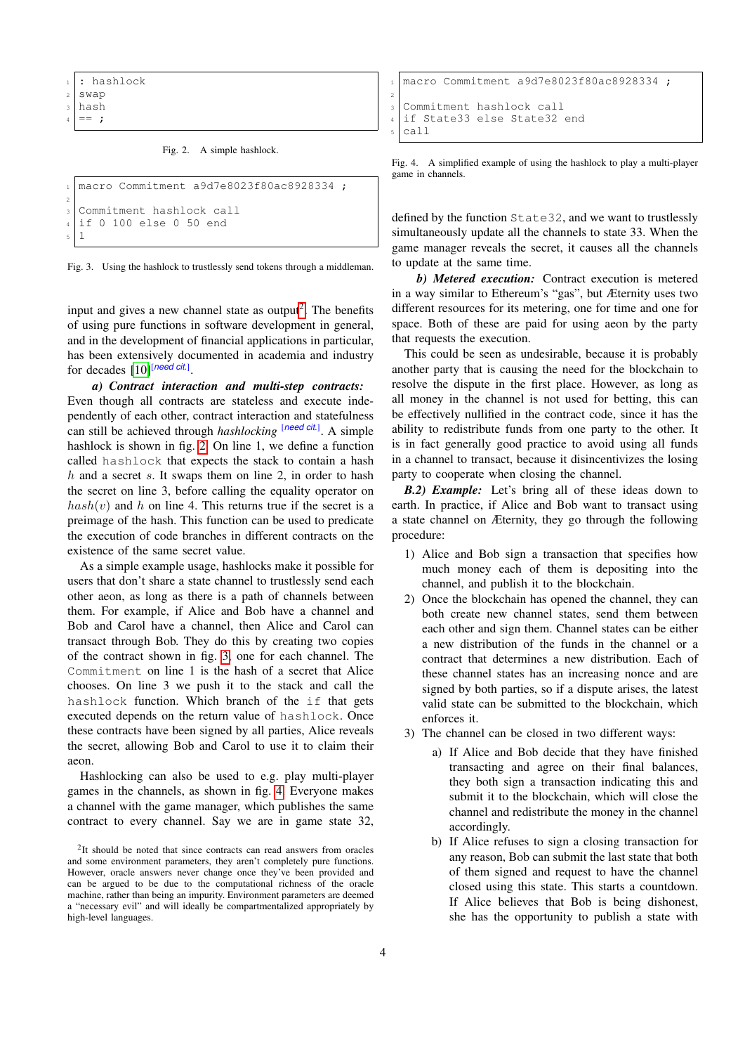```
: hashlock
swap
hash
== ;
```

Fig. 2. A simple hashlock.

```
macro Commitment a9d7e8023f80ac8928334 ;

Commitment hashlock call
if 0 100 else 0 50 end
1
```

Fig. 3. Using the hashlock to trustlessly send tokens through a middleman.

input and gives a new channel state as output[2]. The benefits of using pure functions in software development in general, and in the development of financial applications in particular, has been extensively documented in academia and industry for decades [10][need cit.].

*a) Contract interaction and multi-step contracts:* Even though all contracts are stateless and execute independently of each other, contract interaction and statefulness can still be achieved through *hashlocking* [need cit.]. A simple hashlock is shown in fig. 2. On line 1, we define a function called `hashlock` that expects the stack to contain a hash $h$ and a secret $s$. It swaps them on line 2, in order to hash the secret on line 3, before calling the equality operator on $hash(v)$ and $h$ on line 4. This returns true if the secret is a preimage of the hash. This function can be used to predicate the execution of code branches in different contracts on the existence of the same secret value.

As a simple example usage, hashlocks make it possible for users that don't share a state channel to trustlessly send each other aeon, as long as there is a path of channels between them. For example, if Alice and Bob have a channel and Bob and Carol have a channel, then Alice and Carol can transact through Bob. They do this by creating two copies of the contract shown in fig. 3, one for each channel. The `Commitment` on line 1 is the hash of a secret that Alice chooses. On line 3 we push it to the stack and call the `hashlock` function. Which branch of the `if` that gets executed depends on the return value of `hashlock`. Once these contracts have been signed by all parties, Alice reveals the secret, allowing Bob and Carol to use it to claim their aeon.

Hashlocking can also be used to e.g. play multi-player games in the channels, as shown in fig. 4. Everyone makes a channel with the game manager, which publishes the same contract to every channel. Say we are in game state 32,

[2]It should be noted that since contracts can read answers from oracles and some environment parameters, they aren't completely pure functions. However, oracle answers never change once they've been provided and can be argued to be due to the computational richness of the oracle machine, rather than being an impurity. Environment parameters are deemed a "necessary evil" and will ideally be compartmentalized appropriately by high-level languages.

```
macro Commitment a9d7e8023f80ac8928334 ;

Commitment hashlock call
if State33 else State32 end
call
```

Fig. 4. A simplified example of using the hashlock to play a multi-player game in channels.

defined by the function `State32`, and we want to trustlessly simultaneously update all the channels to state 33. When the game manager reveals the secret, it causes all the channels to update at the same time.

*b) Metered execution:* Contract execution is metered in a way similar to Ethereum's "gas", but Æternity uses two different resources for its metering, one for time and one for space. Both of these are paid for using aeon by the party that requests the execution.

This could be seen as undesirable, because it is probably another party that is causing the need for the blockchain to resolve the dispute in the first place. However, as long as all money in the channel is not used for betting, this can be effectively nullified in the contract code, since it has the ability to redistribute funds from one party to the other. It is in fact generally good practice to avoid using all funds in a channel to transact, because it disincentivizes the losing party to cooperate when closing the channel.

***B.2) Example:*** Let's bring all of these ideas down to earth. In practice, if Alice and Bob want to transact using a state channel on Æternity, they go through the following procedure:

1) Alice and Bob sign a transaction that specifies how much money each of them is depositing into the channel, and publish it to the blockchain.
2) Once the blockchain has opened the channel, they can both create new channel states, send them between each other and sign them. Channel states can be either a new distribution of the funds in the channel or a contract that determines a new distribution. Each of these channel states has an increasing nonce and are signed by both parties, so if a dispute arises, the latest valid state can be submitted to the blockchain, which enforces it.
3) The channel can be closed in two different ways:
   a) If Alice and Bob decide that they have finished transacting and agree on their final balances, they both sign a transaction indicating this and submit it to the blockchain, which will close the channel and redistribute the money in the channel accordingly.
   b) If Alice refuses to sign a closing transaction for any reason, Bob can submit the last state that both of them signed and request to have the channel closed using this state. This starts a countdown. If Alice believes that Bob is being dishonest, she has the opportunity to publish a state with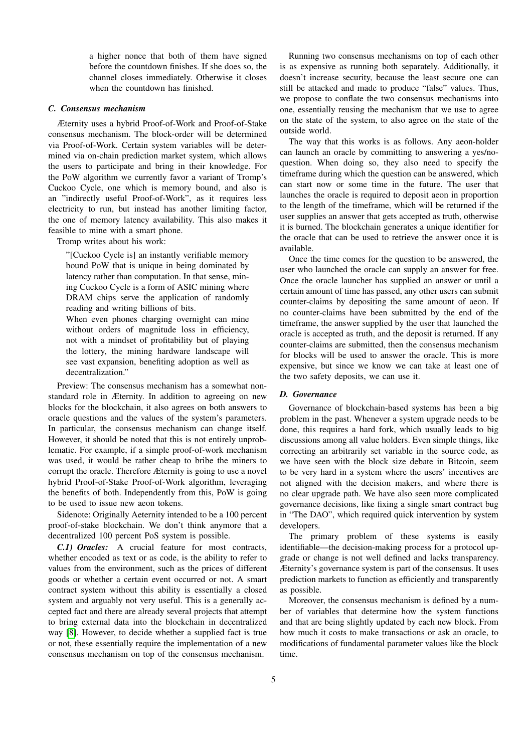a higher nonce that both of them have signed before the countdown finishes. If she does so, the channel closes immediately. Otherwise it closes when the countdown has finished.

### C. Consensus mechanism

Æternity uses a hybrid Proof-of-Work and Proof-of-Stake consensus mechanism. The block-order will be determined via Proof-of-Work. Certain system variables will be determined via on-chain prediction market system, which allows the users to participate and bring in their knowledge. For the PoW algorithm we currently favor a variant of Tromp's Cuckoo Cycle, one which is memory bound, and also is an "indirectly useful Proof-of-Work", as it requires less electricity to run, but instead has another limiting factor, the one of memory latency availability. This also makes it feasible to mine with a smart phone.

Tromp writes about his work:

> "[Cuckoo Cycle is] an instantly verifiable memory bound PoW that is unique in being dominated by latency rather than computation. In that sense, mining Cuckoo Cycle is a form of ASIC mining where DRAM chips serve the application of randomly reading and writing billions of bits.
> When even phones charging overnight can mine without orders of magnitude loss in efficiency, not with a mindset of profitability but of playing the lottery, the mining hardware landscape will see vast expansion, benefiting adoption as well as decentralization."

Preview: The consensus mechanism has a somewhat non-standard role in Æternity. In addition to agreeing on new blocks for the blockchain, it also agrees on both answers to oracle questions and the values of the system's parameters. In particular, the consensus mechanism can change itself. However, it should be noted that this is not entirely unproblematic. For example, if a simple proof-of-work mechanism was used, it would be rather cheap to bribe the miners to corrupt the oracle. Therefore Æternity is going to use a novel hybrid Proof-of-Stake Proof-of-Work algorithm, leveraging the benefits of both. Independently from this, PoW is going to be used to issue new aeon tokens.

Sidenote: Originally Aeternity intended to be a 100 percent proof-of-stake blockchain. We don't think anymore that a decentralized 100 percent PoS system is possible.

***C.1) Oracles:*** A crucial feature for most contracts, whether encoded as text or as code, is the ability to refer to values from the environment, such as the prices of different goods or whether a certain event occurred or not. A smart contract system without this ability is essentially a closed system and arguably not very useful. This is a generally accepted fact and there are already several projects that attempt to bring external data into the blockchain in decentralized way [8]. However, to decide whether a supplied fact is true or not, these essentially require the implementation of a new consensus mechanism on top of the consensus mechanism.

Running two consensus mechanisms on top of each other is as expensive as running both separately. Additionally, it doesn't increase security, because the least secure one can still be attacked and made to produce "false" values. Thus, we propose to conflate the two consensus mechanisms into one, essentially reusing the mechanism that we use to agree on the state of the system, to also agree on the state of the outside world.

The way that this works is as follows. Any aeon-holder can launch an oracle by committing to answering a yes/no-question. When doing so, they also need to specify the timeframe during which the question can be answered, which can start now or some time in the future. The user that launches the oracle is required to deposit aeon in proportion to the length of the timeframe, which will be returned if the user supplies an answer that gets accepted as truth, otherwise it is burned. The blockchain generates a unique identifier for the oracle that can be used to retrieve the answer once it is available.

Once the time comes for the question to be answered, the user who launched the oracle can supply an answer for free. Once the oracle launcher has supplied an answer or until a certain amount of time has passed, any other users can submit counter-claims by depositing the same amount of aeon. If no counter-claims have been submitted by the end of the timeframe, the answer supplied by the user that launched the oracle is accepted as truth, and the deposit is returned. If any counter-claims are submitted, then the consensus mechanism for blocks will be used to answer the oracle. This is more expensive, but since we know we can take at least one of the two safety deposits, we can use it.

### D. Governance

Governance of blockchain-based systems has been a big problem in the past. Whenever a system upgrade needs to be done, this requires a hard fork, which usually leads to big discussions among all value holders. Even simple things, like correcting an arbitrarily set variable in the source code, as we have seen with the block size debate in Bitcoin, seem to be very hard in a system where the users' incentives are not aligned with the decision makers, and where there is no clear upgrade path. We have also seen more complicated governance decisions, like fixing a single smart contract bug in "The DAO", which required quick intervention by system developers.

The primary problem of these systems is easily identifiable—the decision-making process for a protocol upgrade or change is not well defined and lacks transparency. Æternity's governance system is part of the consensus. It uses prediction markets to function as efficiently and transparently as possible.

Moreover, the consensus mechanism is defined by a number of variables that determine how the system functions and that are being slightly updated by each new block. From how much it costs to make transactions or ask an oracle, to modifications of fundamental parameter values like the block time.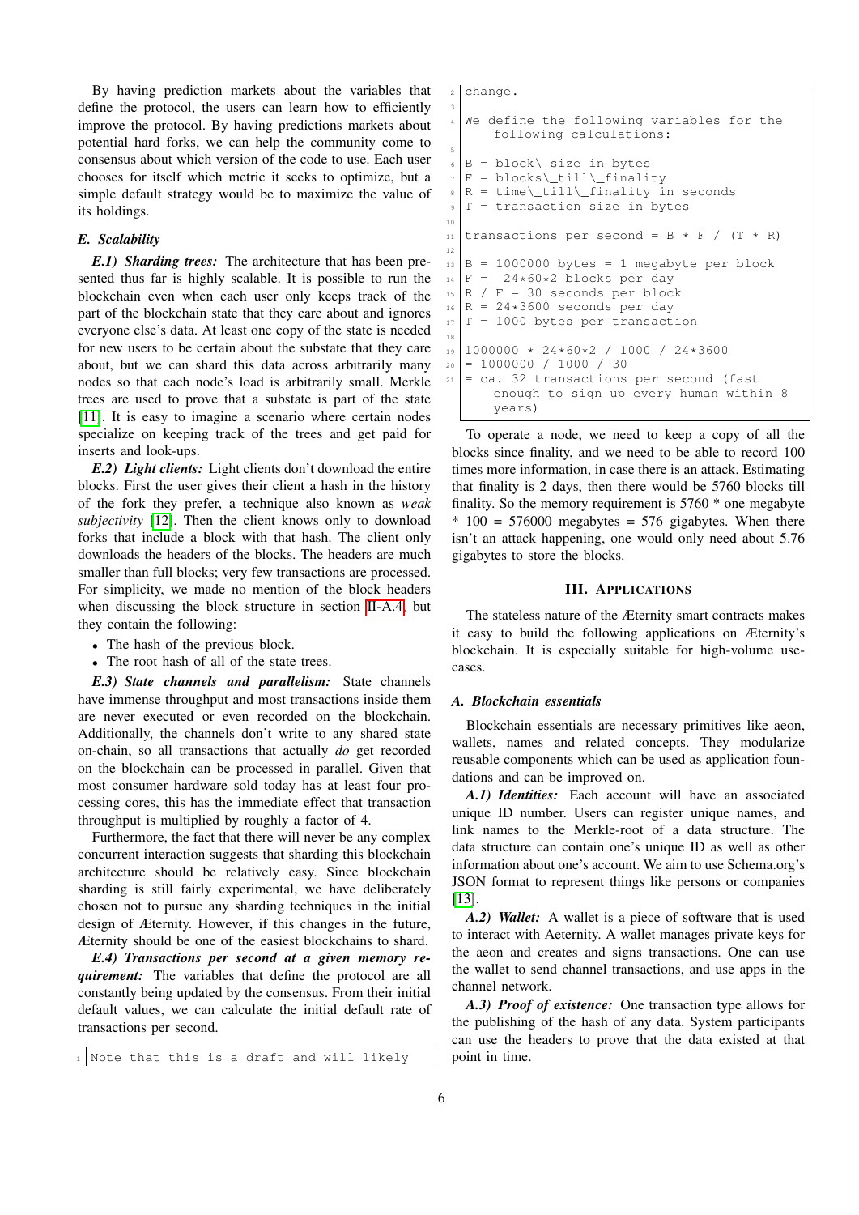By having prediction markets about the variables that define the protocol, the users can learn how to efficiently improve the protocol. By having predictions markets about potential hard forks, we can help the community come to consensus about which version of the code to use. Each user chooses for itself which metric it seeks to optimize, but a simple default strategy would be to maximize the value of its holdings.

### E. Scalability

***E.1) Sharding trees:*** The architecture that has been presented thus far is highly scalable. It is possible to run the blockchain even when each user only keeps track of the part of the blockchain state that they care about and ignores everyone else's data. At least one copy of the state is needed for new users to be certain about the substate that they care about, but we can shard this data across arbitrarily many nodes so that each node's load is arbitrarily small. Merkle trees are used to prove that a substate is part of the state [11]. It is easy to imagine a scenario where certain nodes specialize on keeping track of the trees and get paid for inserts and look-ups.

***E.2) Light clients:*** Light clients don't download the entire blocks. First the user gives their client a hash in the history of the fork they prefer, a technique also known as *weak subjectivity* [12]. Then the client knows only to download forks that include a block with that hash. The client only downloads the headers of the blocks. The headers are much smaller than full blocks; very few transactions are processed. For simplicity, we made no mention of the block headers when discussing the block structure in section II-A.4, but they contain the following:

- The hash of the previous block.
- The root hash of all of the state trees.

***E.3) State channels and parallelism:*** State channels have immense throughput and most transactions inside them are never executed or even recorded on the blockchain. Additionally, the channels don't write to any shared state on-chain, so all transactions that actually *do* get recorded on the blockchain can be processed in parallel. Given that most consumer hardware sold today has at least four processing cores, this has the immediate effect that transaction throughput is multiplied by roughly a factor of 4.

Furthermore, the fact that there will never be any complex concurrent interaction suggests that sharding this blockchain architecture should be relatively easy. Since blockchain sharding is still fairly experimental, we have deliberately chosen not to pursue any sharding techniques in the initial design of Æternity. However, if this changes in the future, Æternity should be one of the easiest blockchains to shard.

***E.4) Transactions per second at a given memory requirement:*** The variables that define the protocol are all constantly being updated by the consensus. From their initial default values, we can calculate the initial default rate of transactions per second.

```
Note that this is a draft and will likely
change.

We define the following variables for the
    following calculations:

B = block\_size in bytes
F = blocks\_till\_finality
R = time\_till\_finality in seconds
T = transaction size in bytes

transactions per second = B * F / (T * R)

B = 1000000 bytes = 1 megabyte per block
F =  24*60*2 blocks per day
R / F = 30 seconds per block
R = 24*3600 seconds per day
T = 1000 bytes per transaction

1000000 * 24*60*2 / 1000 / 24*3600
= 1000000 / 1000 / 30
= ca. 32 transactions per second (fast
    enough to sign up every human within 8
    years)
```

To operate a node, we need to keep a copy of all the blocks since finality, and we need to be able to record 100 times more information, in case there is an attack. Estimating that finality is 2 days, then there would be 5760 blocks till finality. So the memory requirement is 5760 * one megabyte * 100 = 576000 megabytes = 576 gigabytes. When there isn't an attack happening, one would only need about 5.76 gigabytes to store the blocks.

## III. Applications

The stateless nature of the Æternity smart contracts makes it easy to build the following applications on Æternity's blockchain. It is especially suitable for high-volume use-cases.

### A. Blockchain essentials

Blockchain essentials are necessary primitives like aeon, wallets, names and related concepts. They modularize reusable components which can be used as application foundations and can be improved on.

***A.1) Identities:*** Each account will have an associated unique ID number. Users can register unique names, and link names to the Merkle-root of a data structure. The data structure can contain one's unique ID as well as other information about one's account. We aim to use Schema.org's JSON format to represent things like persons or companies [13].

***A.2) Wallet:*** A wallet is a piece of software that is used to interact with Aeternity. A wallet manages private keys for the aeon and creates and signs transactions. One can use the wallet to send channel transactions, and use apps in the channel network.

***A.3) Proof of existence:*** One transaction type allows for the publishing of the hash of any data. System participants can use the headers to prove that the data existed at that point in time.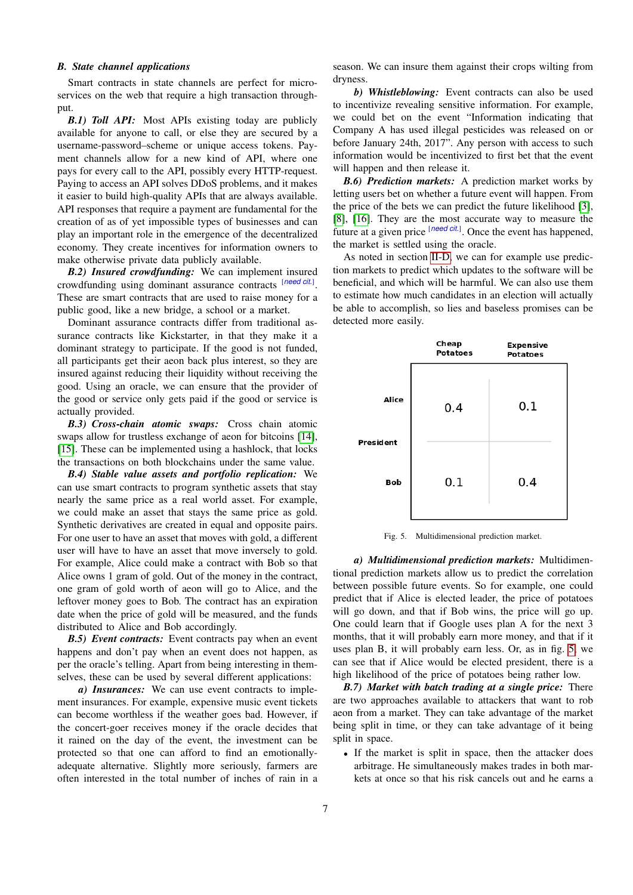### B. State channel applications

Smart contracts in state channels are perfect for micro-services on the web that require a high transaction through-put.

***B.1) Toll API:*** Most APIs existing today are publicly available for anyone to call, or else they are secured by a username-password–scheme or unique access tokens. Payment channels allow for a new kind of API, where one pays for every call to the API, possibly every HTTP-request. Paying to access an API solves DDoS problems, and it makes it easier to build high-quality APIs that are always available. API responses that require a payment are fundamental for the creation of as of yet impossible types of businesses and can play an important role in the emergence of the decentralized economy. They create incentives for information owners to make otherwise private data publicly available.

***B.2) Insured crowdfunding:*** We can implement insured crowdfunding using dominant assurance contracts [need cit.]. These are smart contracts that are used to raise money for a public good, like a new bridge, a school or a market.

Dominant assurance contracts differ from traditional assurance contracts like Kickstarter, in that they make it a dominant strategy to participate. If the good is not funded, all participants get their aeon back plus interest, so they are insured against reducing their liquidity without receiving the good. Using an oracle, we can ensure that the provider of the good or service only gets paid if the good or service is actually provided.

***B.3) Cross-chain atomic swaps:*** Cross chain atomic swaps allow for trustless exchange of aeon for bitcoins [14], [15]. These can be implemented using a hashlock, that locks the transactions on both blockchains under the same value.

***B.4) Stable value assets and portfolio replication:*** We can use smart contracts to program synthetic assets that stay nearly the same price as a real world asset. For example, we could make an asset that stays the same price as gold. Synthetic derivatives are created in equal and opposite pairs. For one user to have an asset that moves with gold, a different user will have to have an asset that move inversely to gold. For example, Alice could make a contract with Bob so that Alice owns 1 gram of gold. Out of the money in the contract, one gram of gold worth of aeon will go to Alice, and the leftover money goes to Bob. The contract has an expiration date when the price of gold will be measured, and the funds distributed to Alice and Bob accordingly.

***B.5) Event contracts:*** Event contracts pay when an event happens and don't pay when an event does not happen, as per the oracle's telling. Apart from being interesting in themselves, these can be used by several different applications:

***a) Insurances:*** We can use event contracts to implement insurances. For example, expensive music event tickets can become worthless if the weather goes bad. However, if the concert-goer receives money if the oracle decides that it rained on the day of the event, the investment can be protected so that one can afford to find an emotionally-adequate alternative. Slightly more seriously, farmers are often interested in the total number of inches of rain in a season. We can insure them against their crops wilting from dryness.

***b) Whistleblowing:*** Event contracts can also be used to incentivize revealing sensitive information. For example, we could bet on the event "Information indicating that Company A has used illegal pesticides was released on or before January 24th, 2017". Any person with access to such information would be incentivized to first bet that the event will happen and then release it.

***B.6) Prediction markets:*** A prediction market works by letting users bet on whether a future event will happen. From the price of the bets we can predict the future likelihood [3], [8], [16]. They are the most accurate way to measure the future at a given price [need cit.]. Once the event has happened, the market is settled using the oracle.

As noted in section II-D, we can for example use prediction markets to predict which updates to the software will be beneficial, and which will be harmful. We can also use them to estimate how much candidates in an election will actually be able to accomplish, so lies and baseless promises can be detected more easily.

| President | Cheap Potatoes | Expensive Potatoes |
|---|---|---|
| Alice | 0.4 | 0.1 |
| Bob | 0.1 | 0.4 |

Fig. 5. Multidimensional prediction market.

***a) Multidimensional prediction markets:*** Multidimensional prediction markets allow us to predict the correlation between possible future events. So for example, one could predict that if Alice is elected leader, the price of potatoes will go down, and that if Bob wins, the price will go up. One could learn that if Google uses plan A for the next 3 months, that it will probably earn more money, and that if it uses plan B, it will probably earn less. Or, as in fig. 5, we can see that if Alice would be elected president, there is a high likelihood of the price of potatoes being rather low.

***B.7) Market with batch trading at a single price:*** There are two approaches available to attackers that want to rob aeon from a market. They can take advantage of the market being split in time, or they can take advantage of it being split in space.

- If the market is split in space, then the attacker does arbitrage. He simultaneously makes trades in both markets at once so that his risk cancels out and he earns a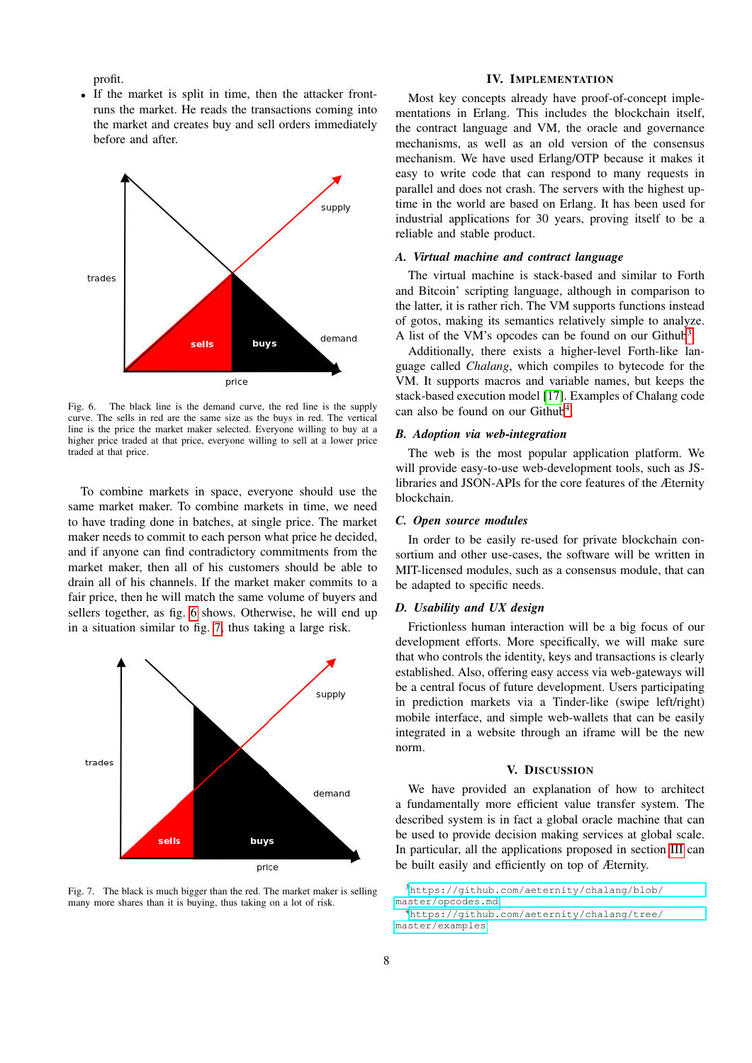profit.

- If the market is split in time, then the attacker front-runs the market. He reads the transactions coming into the market and creates buy and sell orders immediately before and after.

Fig. 6. The black line is the demand curve, the red line is the supply curve. The sells in red are the same size as the buys in red. The vertical line is the price the market maker selected. Everyone willing to buy at a higher price traded at that price, everyone willing to sell at a lower price traded at that price.

To combine markets in space, everyone should use the same market maker. To combine markets in time, we need to have trading done in batches, at single price. The market maker needs to commit to each person what price he decided, and if anyone can find contradictory commitments from the market maker, then all of his customers should be able to drain all of his channels. If the market maker commits to a fair price, then he will match the same volume of buyers and sellers together, as fig. 6 shows. Otherwise, he will end up in a situation similar to fig. 7, thus taking a large risk.

Fig. 7. The black is much bigger than the red. The market maker is selling many more shares than it is buying, thus taking on a lot of risk.

## IV. Implementation

Most key concepts already have proof-of-concept implementations in Erlang. This includes the blockchain itself, the contract language and VM, the oracle and governance mechanisms, as well as an old version of the consensus mechanism. We have used Erlang/OTP because it makes it easy to write code that can respond to many requests in parallel and does not crash. The servers with the highest uptime in the world are based on Erlang. It has been used for industrial applications for 30 years, proving itself to be a reliable and stable product.

### A. *Virtual machine and contract language*

The virtual machine is stack-based and similar to Forth and Bitcoin' scripting language, although in comparison to the latter, it is rather rich. The VM supports functions instead of gotos, making its semantics relatively simple to analyze. A list of the VM's opcodes can be found on our Github[3].

Additionally, there exists a higher-level Forth-like language called *Chalang*, which compiles to bytecode for the VM. It supports macros and variable names, but keeps the stack-based execution model [17]. Examples of Chalang code can also be found on our Github[4].

### B. *Adoption via web-integration*

The web is the most popular application platform. We will provide easy-to-use web-development tools, such as JS-libraries and JSON-APIs for the core features of the Æternity blockchain.

### C. *Open source modules*

In order to be easily re-used for private blockchain consortium and other use-cases, the software will be written in MIT-licensed modules, such as a consensus module, that can be adapted to specific needs.

### D. *Usability and UX design*

Frictionless human interaction will be a big focus of our development efforts. More specifically, we will make sure that who controls the identity, keys and transactions is clearly established. Also, offering easy access via web-gateways will be a central focus of future development. Users participating in prediction markets via a Tinder-like (swipe left/right) mobile interface, and simple web-wallets that can be easily integrated in a website through an iframe will be the new norm.

## V. Discussion

We have provided an explanation of how to architect a fundamentally more efficient value transfer system. The described system is in fact a global oracle machine that can be used to provide decision making services at global scale. In particular, all the applications proposed in section III can be built easily and efficiently on top of Æternity.

[3] https://github.com/aeternity/chalang/blob/master/opcodes.md

[4] https://github.com/aeternity/chalang/tree/master/examples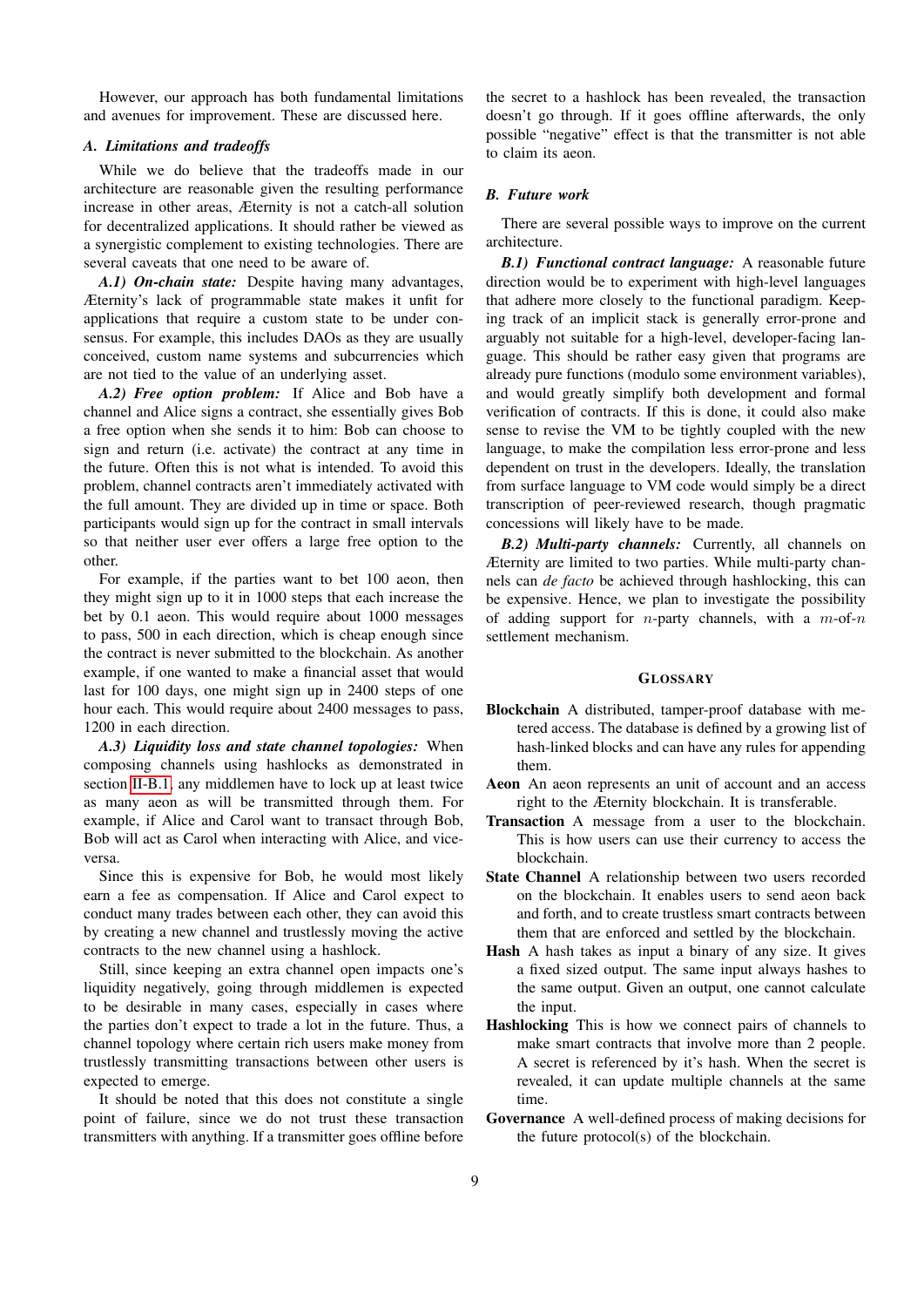However, our approach has both fundamental limitations and avenues for improvement. These are discussed here.

### A. Limitations and tradeoffs

While we do believe that the tradeoffs made in our architecture are reasonable given the resulting performance increase in other areas, Æternity is not a catch-all solution for decentralized applications. It should rather be viewed as a synergistic complement to existing technologies. There are several caveats that one need to be aware of.

***A.1) On-chain state:*** Despite having many advantages, Æternity's lack of programmable state makes it unfit for applications that require a custom state to be under consensus. For example, this includes DAOs as they are usually conceived, custom name systems and subcurrencies which are not tied to the value of an underlying asset.

***A.2) Free option problem:*** If Alice and Bob have a channel and Alice signs a contract, she essentially gives Bob a free option when she sends it to him: Bob can choose to sign and return (i.e. activate) the contract at any time in the future. Often this is not what is intended. To avoid this problem, channel contracts aren't immediately activated with the full amount. They are divided up in time or space. Both participants would sign up for the contract in small intervals so that neither user ever offers a large free option to the other.

For example, if the parties want to bet 100 aeon, then they might sign up to it in 1000 steps that each increase the bet by 0.1 aeon. This would require about 1000 messages to pass, 500 in each direction, which is cheap enough since the contract is never submitted to the blockchain. As another example, if one wanted to make a financial asset that would last for 100 days, one might sign up in 2400 steps of one hour each. This would require about 2400 messages to pass, 1200 in each direction.

***A.3) Liquidity loss and state channel topologies:*** When composing channels using hashlocks as demonstrated in section II-B.1, any middlemen have to lock up at least twice as many aeon as will be transmitted through them. For example, if Alice and Carol want to transact through Bob, Bob will act as Carol when interacting with Alice, and vice-versa.

Since this is expensive for Bob, he would most likely earn a fee as compensation. If Alice and Carol expect to conduct many trades between each other, they can avoid this by creating a new channel and trustlessly moving the active contracts to the new channel using a hashlock.

Still, since keeping an extra channel open impacts one's liquidity negatively, going through middlemen is expected to be desirable in many cases, especially in cases where the parties don't expect to trade a lot in the future. Thus, a channel topology where certain rich users make money from trustlessly transmitting transactions between other users is expected to emerge.

It should be noted that this does not constitute a single point of failure, since we do not trust these transaction transmitters with anything. If a transmitter goes offline before the secret to a hashlock has been revealed, the transaction doesn't go through. If it goes offline afterwards, the only possible "negative" effect is that the transmitter is not able to claim its aeon.

### B. Future work

There are several possible ways to improve on the current architecture.

***B.1) Functional contract language:*** A reasonable future direction would be to experiment with high-level languages that adhere more closely to the functional paradigm. Keeping track of an implicit stack is generally error-prone and arguably not suitable for a high-level, developer-facing language. This should be rather easy given that programs are already pure functions (modulo some environment variables), and would greatly simplify both development and formal verification of contracts. If this is done, it could also make sense to revise the VM to be tightly coupled with the new language, to make the compilation less error-prone and less dependent on trust in the developers. Ideally, the translation from surface language to VM code would simply be a direct transcription of peer-reviewed research, though pragmatic concessions will likely have to be made.

***B.2) Multi-party channels:*** Currently, all channels on Æternity are limited to two parties. While multi-party channels can *de facto* be achieved through hashlocking, this can be expensive. Hence, we plan to investigate the possibility of adding support for $n$-party channels, with a $m$-of-$n$ settlement mechanism.

## Glossary

- **Blockchain** A distributed, tamper-proof database with metered access. The database is defined by a growing list of hash-linked blocks and can have any rules for appending them.
- **Aeon** An aeon represents an unit of account and an access right to the Æternity blockchain. It is transferable.
- **Transaction** A message from a user to the blockchain. This is how users can use their currency to access the blockchain.
- **State Channel** A relationship between two users recorded on the blockchain. It enables users to send aeon back and forth, and to create trustless smart contracts between them that are enforced and settled by the blockchain.
- **Hash** A hash takes as input a binary of any size. It gives a fixed sized output. The same input always hashes to the same output. Given an output, one cannot calculate the input.
- **Hashlocking** This is how we connect pairs of channels to make smart contracts that involve more than 2 people. A secret is referenced by it's hash. When the secret is revealed, it can update multiple channels at the same time.
- **Governance** A well-defined process of making decisions for the future protocol(s) of the blockchain.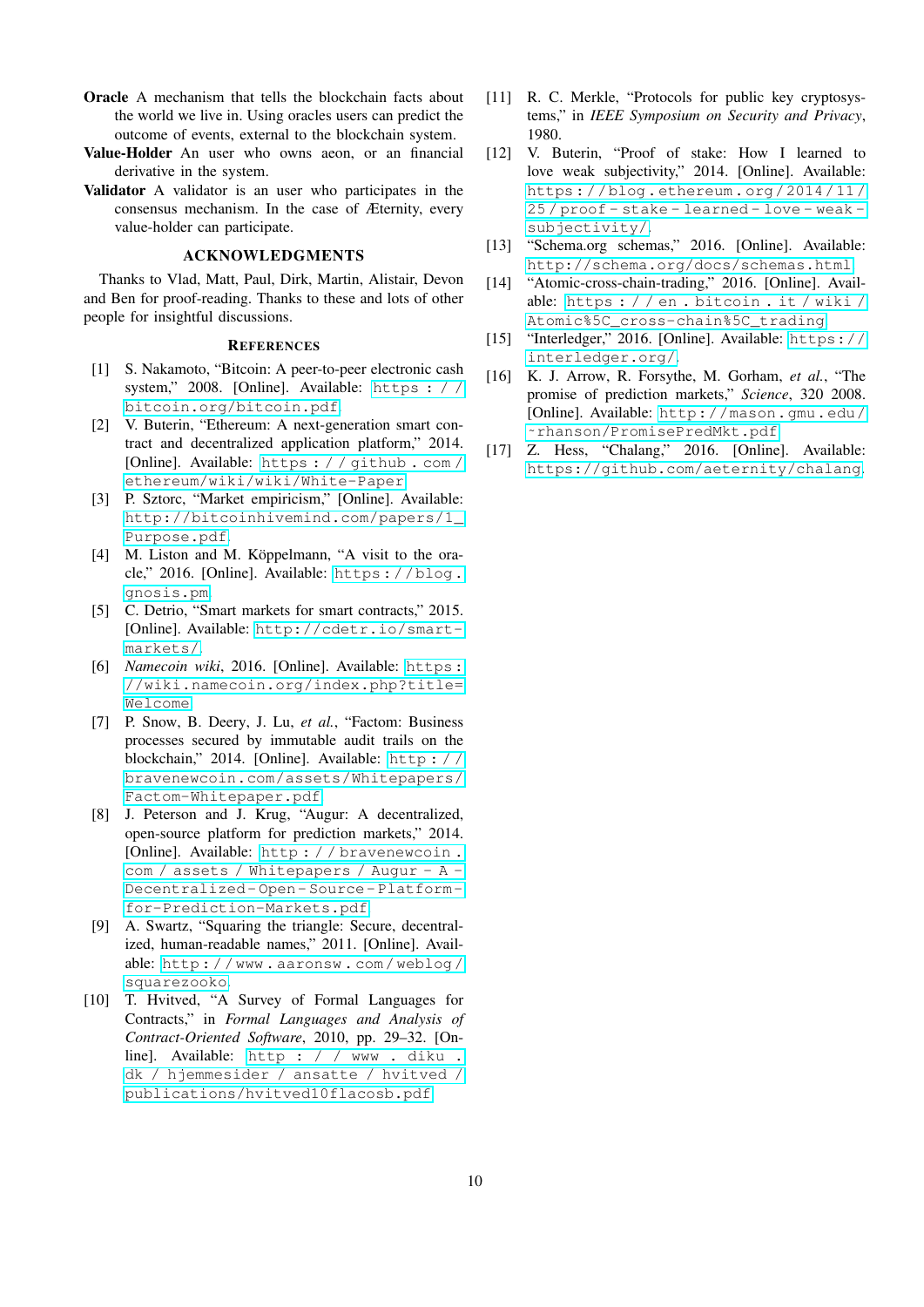**Oracle** A mechanism that tells the blockchain facts about the world we live in. Using oracles users can predict the outcome of events, external to the blockchain system.

**Value-Holder** An user who owns aeon, or an financial derivative in the system.

**Validator** A validator is an user who participates in the consensus mechanism. In the case of Æternity, every value-holder can participate.

## ACKNOWLEDGMENTS

Thanks to Vlad, Matt, Paul, Dirk, Martin, Alistair, Devon and Ben for proof-reading. Thanks to these and lots of other people for insightful discussions.

## REFERENCES

[1] S. Nakamoto, "Bitcoin: A peer-to-peer electronic cash system," 2008. [Online]. Available: https://bitcoin.org/bitcoin.pdf

[2] V. Buterin, "Ethereum: A next-generation smart contract and decentralized application platform," 2014. [Online]. Available: https://github.com/ethereum/wiki/wiki/White-Paper

[3] P. Sztorc, "Market empiricism," [Online]. Available: http://bitcoinhivemind.com/papers/1_Purpose.pdf

[4] M. Liston and M. Köppelmann, "A visit to the oracle," 2016. [Online]. Available: https://blog.gnosis.pm

[5] C. Detrio, "Smart markets for smart contracts," 2015. [Online]. Available: http://cdetr.io/smart-markets/

[6] *Namecoin wiki*, 2016. [Online]. Available: https://wiki.namecoin.org/index.php?title=Welcome

[7] P. Snow, B. Deery, J. Lu, *et al.*, "Factom: Business processes secured by immutable audit trails on the blockchain," 2014. [Online]. Available: http://bravenewcoin.com/assets/Whitepapers/Factom-Whitepaper.pdf

[8] J. Peterson and J. Krug, "Augur: A decentralized, open-source platform for prediction markets," 2014. [Online]. Available: http://bravenewcoin.com/assets/Whitepapers/Augur-A-Decentralized-Open-Source-Platform-for-Prediction-Markets.pdf

[9] A. Swartz, "Squaring the triangle: Secure, decentralized, human-readable names," 2011. [Online]. Available: http://www.aaronsw.com/weblog/squarezooko

[10] T. Hvitved, "A Survey of Formal Languages for Contracts," in *Formal Languages and Analysis of Contract-Oriented Software*, 2010, pp. 29–32. [Online]. Available: http://www.diku.dk/hjemmesider/ansatte/hvitved/publications/hvitved10flacosb.pdf

[11] R. C. Merkle, "Protocols for public key cryptosystems," in *IEEE Symposium on Security and Privacy*, 1980.

[12] V. Buterin, "Proof of stake: How I learned to love weak subjectivity," 2014. [Online]. Available: https://blog.ethereum.org/2014/11/25/proof-stake-learned-love-weak-subjectivity/

[13] "Schema.org schemas," 2016. [Online]. Available: http://schema.org/docs/schemas.html

[14] "Atomic-cross-chain-trading," 2016. [Online]. Available: https://en.bitcoin.it/wiki/Atomic%5C_cross-chain%5C_trading

[15] "Interledger," 2016. [Online]. Available: https://interledger.org/

[16] K. J. Arrow, R. Forsythe, M. Gorham, *et al.*, "The promise of prediction markets," *Science*, 320 2008. [Online]. Available: http://mason.gmu.edu/~rhanson/PromisePredMkt.pdf

[17] Z. Hess, "Chalang," 2016. [Online]. Available: https://github.com/aeternity/chalang